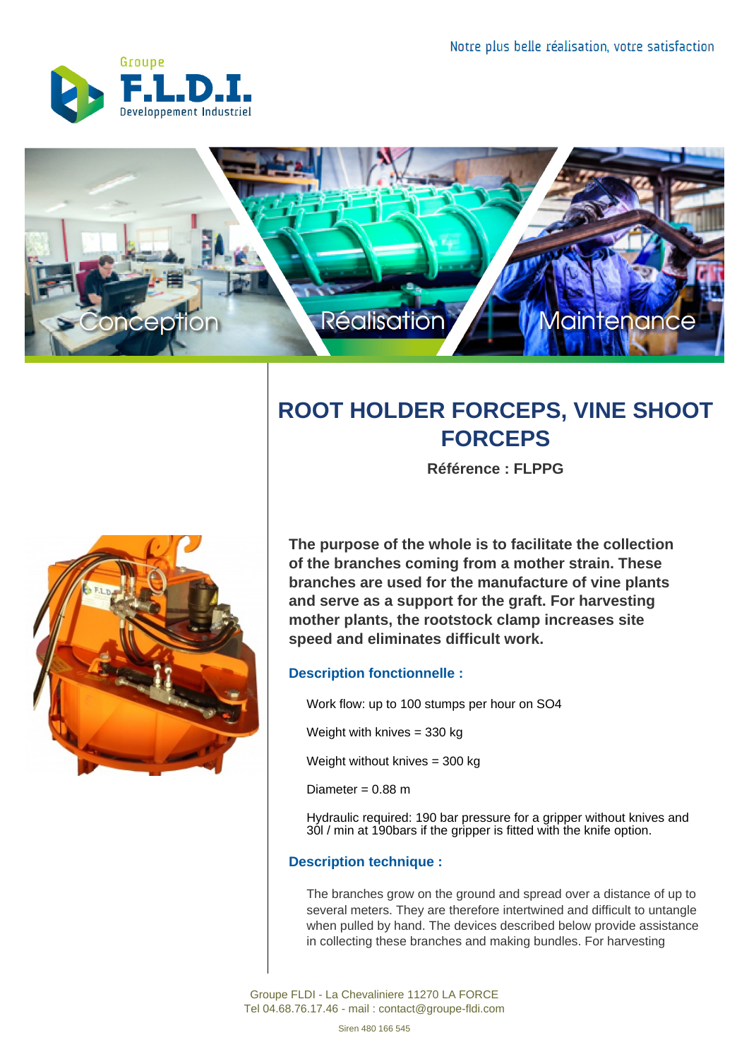Notre plus belle réalisation, votre satisfaction

Groupe **F.L.D.I.** Developpement Industriel

Conception Réalisation Maintenance

# ROOT HOLDER FORCEPS, VINE SHOOT FORCEPS

**Référence : FLPPG**

**The purpose of the whole is to facilitate the collection of the branches coming from a mother strain. These branches are used for the manufacture of vine plants and serve as a support for the graft. For harvesting mother plants, the rootstock clamp increases site speed and eliminates difficult work.**

## Description fonctionnelle :

Work flow: up to 100 stumps per hour on SO4

Weight with knives = 330 kg

Weight without knives = 300 kg

Diameter = 0.88 m

Hydraulic required: 190 bar pressure for a gripper without knives and 30l / min at 190bars if the gripper is fitted with the knife option.

## Description technique :

The branches grow on the ground and spread over a distance of up to several meters. They are therefore intertwined and difficult to untangle when pulled by hand. The devices described below provide assistance in collecting these branches and making bundles. For harvesting

Groupe FLDI - La Chevaliniere 11270 LA FORCE
Tel 04.68.76.17.46 - mail : contact@groupe-fldi.com

Siren 480 166 545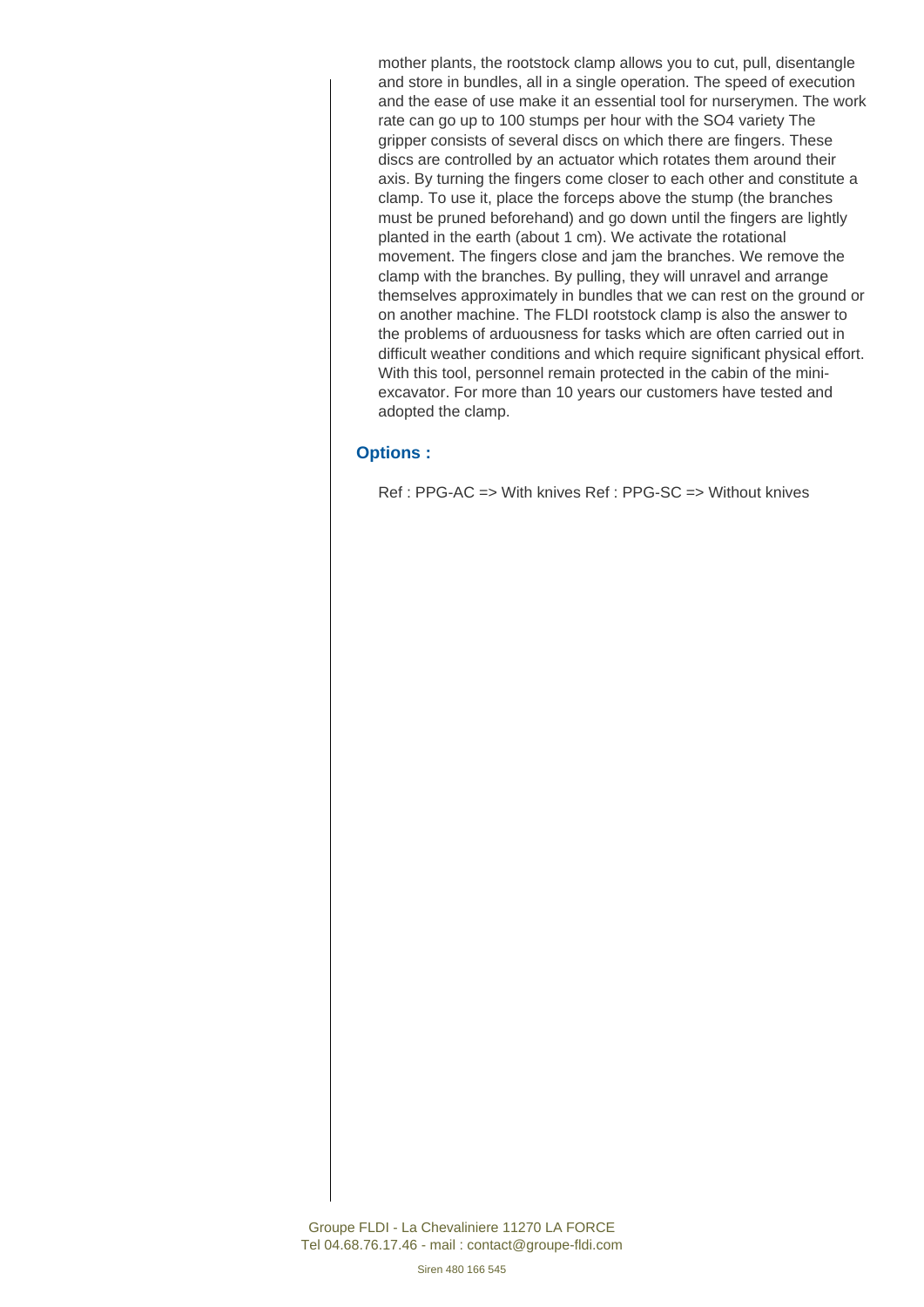mother plants, the rootstock clamp allows you to cut, pull, disentangle and store in bundles, all in a single operation. The speed of execution and the ease of use make it an essential tool for nurserymen. The work rate can go up to 100 stumps per hour with the SO4 variety The gripper consists of several discs on which there are fingers. These discs are controlled by an actuator which rotates them around their axis. By turning the fingers come closer to each other and constitute a clamp. To use it, place the forceps above the stump (the branches must be pruned beforehand) and go down until the fingers are lightly planted in the earth (about 1 cm). We activate the rotational movement. The fingers close and jam the branches. We remove the clamp with the branches. By pulling, they will unravel and arrange themselves approximately in bundles that we can rest on the ground or on another machine. The FLDI rootstock clamp is also the answer to the problems of arduousness for tasks which are often carried out in difficult weather conditions and which require significant physical effort. With this tool, personnel remain protected in the cabin of the mini-excavator. For more than 10 years our customers have tested and adopted the clamp.

## Options :

Ref : PPG-AC => With knives Ref : PPG-SC => Without knives

Groupe FLDI - La Chevaliniere 11270 LA FORCE
Tel 04.68.76.17.46 - mail : contact@groupe-fldi.com

Siren 480 166 545